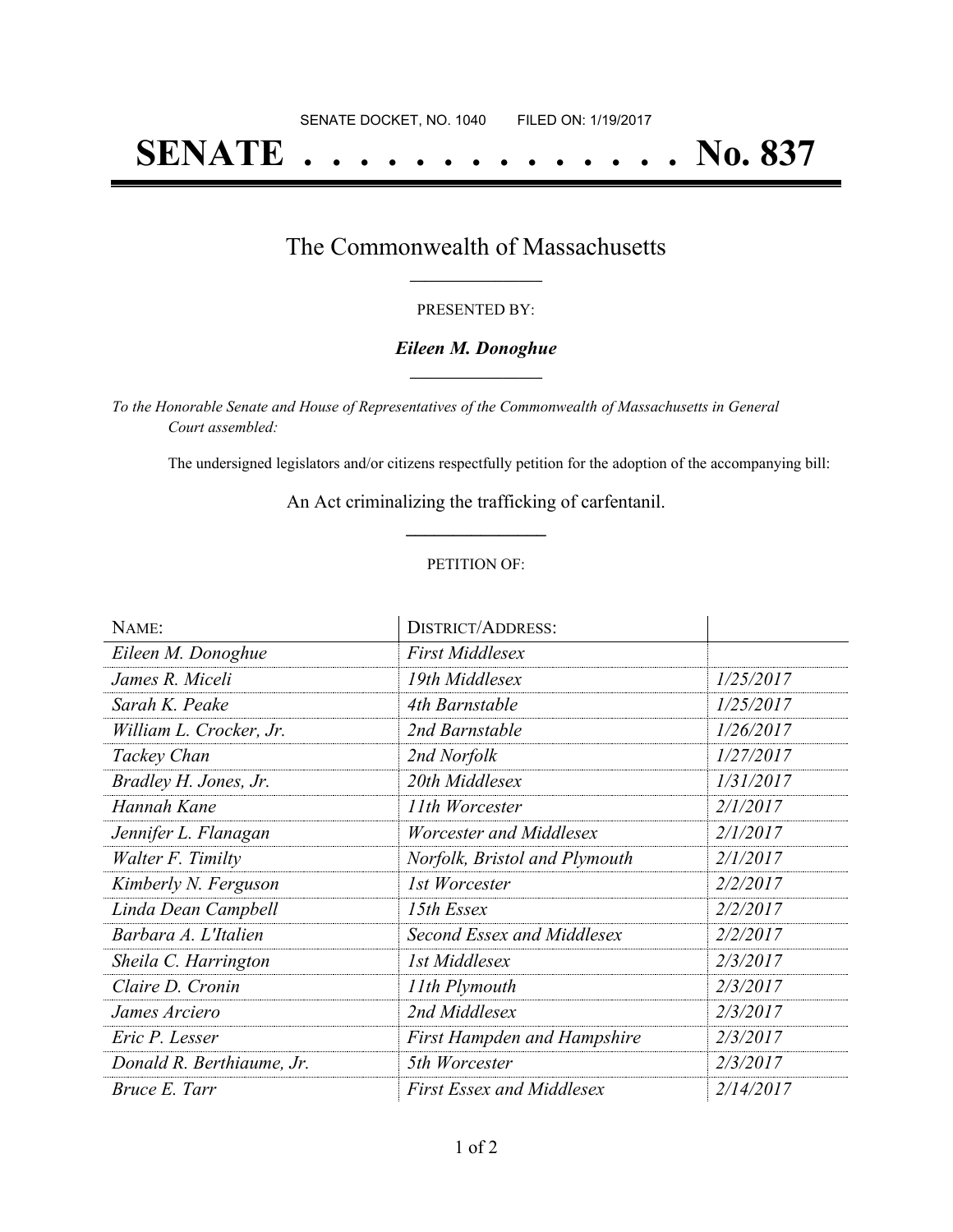SENATE DOCKET, NO. 1040        FILED ON: 1/19/2017

# SENATE . . . . . . . . . . . . . . No. 837

## The Commonwealth of Massachusetts

PRESENTED BY:

***Eileen M. Donoghue***

*To the Honorable Senate and House of Representatives of the Commonwealth of Massachusetts in General Court assembled:*

The undersigned legislators and/or citizens respectfully petition for the adoption of the accompanying bill:

An Act criminalizing the trafficking of carfentanil.

PETITION OF:

| NAME: | DISTRICT/ADDRESS: | |
|---|---|---|
| *Eileen M. Donoghue* | *First Middlesex* | |
| *James R. Miceli* | *19th Middlesex* | *1/25/2017* |
| *Sarah K. Peake* | *4th Barnstable* | *1/25/2017* |
| *William L. Crocker, Jr.* | *2nd Barnstable* | *1/26/2017* |
| *Tackey Chan* | *2nd Norfolk* | *1/27/2017* |
| *Bradley H. Jones, Jr.* | *20th Middlesex* | *1/31/2017* |
| *Hannah Kane* | *11th Worcester* | *2/1/2017* |
| *Jennifer L. Flanagan* | *Worcester and Middlesex* | *2/1/2017* |
| *Walter F. Timilty* | *Norfolk, Bristol and Plymouth* | *2/1/2017* |
| *Kimberly N. Ferguson* | *1st Worcester* | *2/2/2017* |
| *Linda Dean Campbell* | *15th Essex* | *2/2/2017* |
| *Barbara A. L'Italien* | *Second Essex and Middlesex* | *2/2/2017* |
| *Sheila C. Harrington* | *1st Middlesex* | *2/3/2017* |
| *Claire D. Cronin* | *11th Plymouth* | *2/3/2017* |
| *James Arciero* | *2nd Middlesex* | *2/3/2017* |
| *Eric P. Lesser* | *First Hampden and Hampshire* | *2/3/2017* |
| *Donald R. Berthiaume, Jr.* | *5th Worcester* | *2/3/2017* |
| *Bruce E. Tarr* | *First Essex and Middlesex* | *2/14/2017* |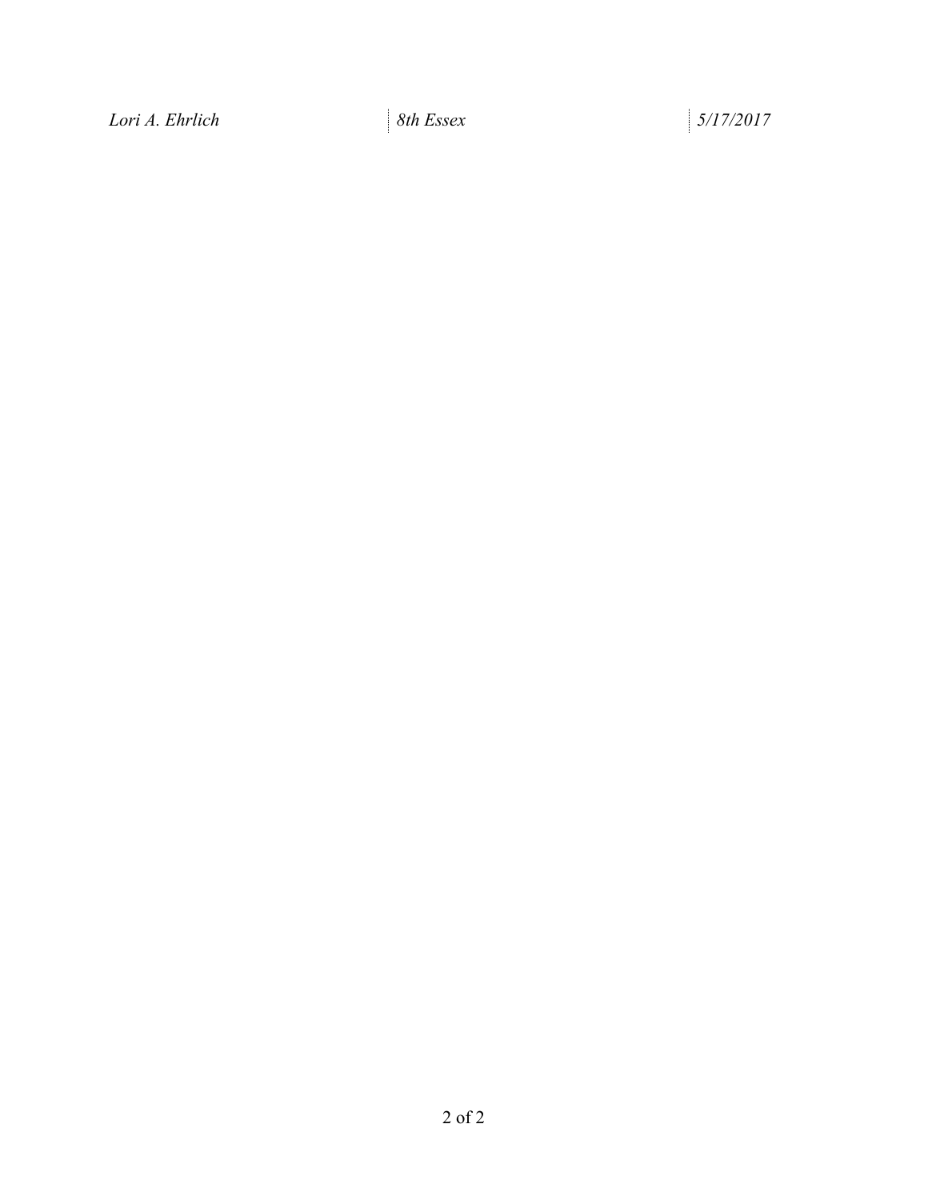| *Lori A. Ehrlich* | *8th Essex* | *5/17/2017* |
| --- | --- | --- |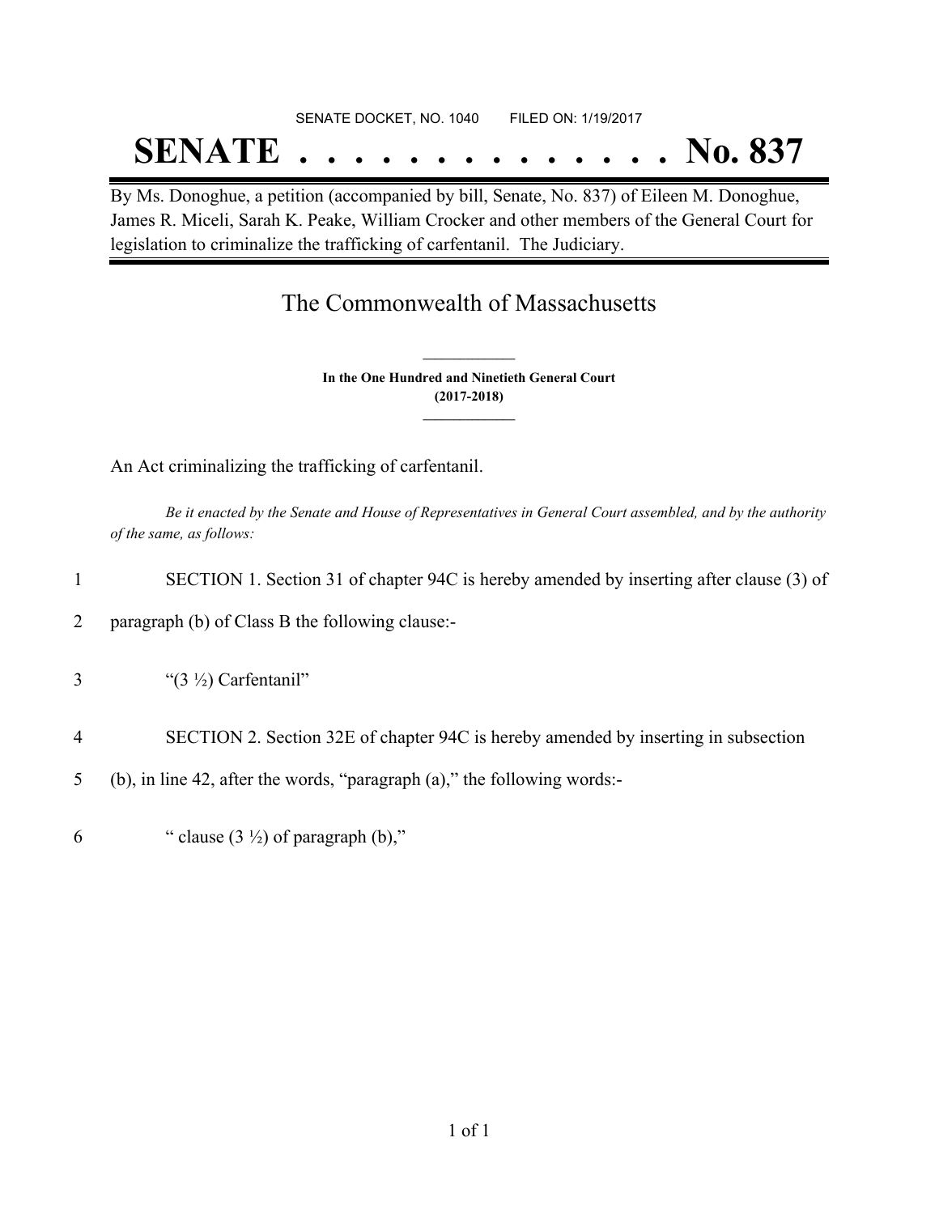SENATE DOCKET, NO. 1040        FILED ON: 1/19/2017

# SENATE . . . . . . . . . . . . . . No. 837

By Ms. Donoghue, a petition (accompanied by bill, Senate, No. 837) of Eileen M. Donoghue, James R. Miceli, Sarah K. Peake, William Crocker and other members of the General Court for legislation to criminalize the trafficking of carfentanil. The Judiciary.

## The Commonwealth of Massachusetts

**In the One Hundred and Ninetieth General Court**
**(2017-2018)**

An Act criminalizing the trafficking of carfentanil.

*Be it enacted by the Senate and House of Representatives in General Court assembled, and by the authority of the same, as follows:*

1 SECTION 1. Section 31 of chapter 94C is hereby amended by inserting after clause (3) of
2 paragraph (b) of Class B the following clause:-
3 "(3 ½) Carfentanil"
4 SECTION 2. Section 32E of chapter 94C is hereby amended by inserting in subsection
5 (b), in line 42, after the words, "paragraph (a)," the following words:-
6 " clause (3 ½) of paragraph (b),"